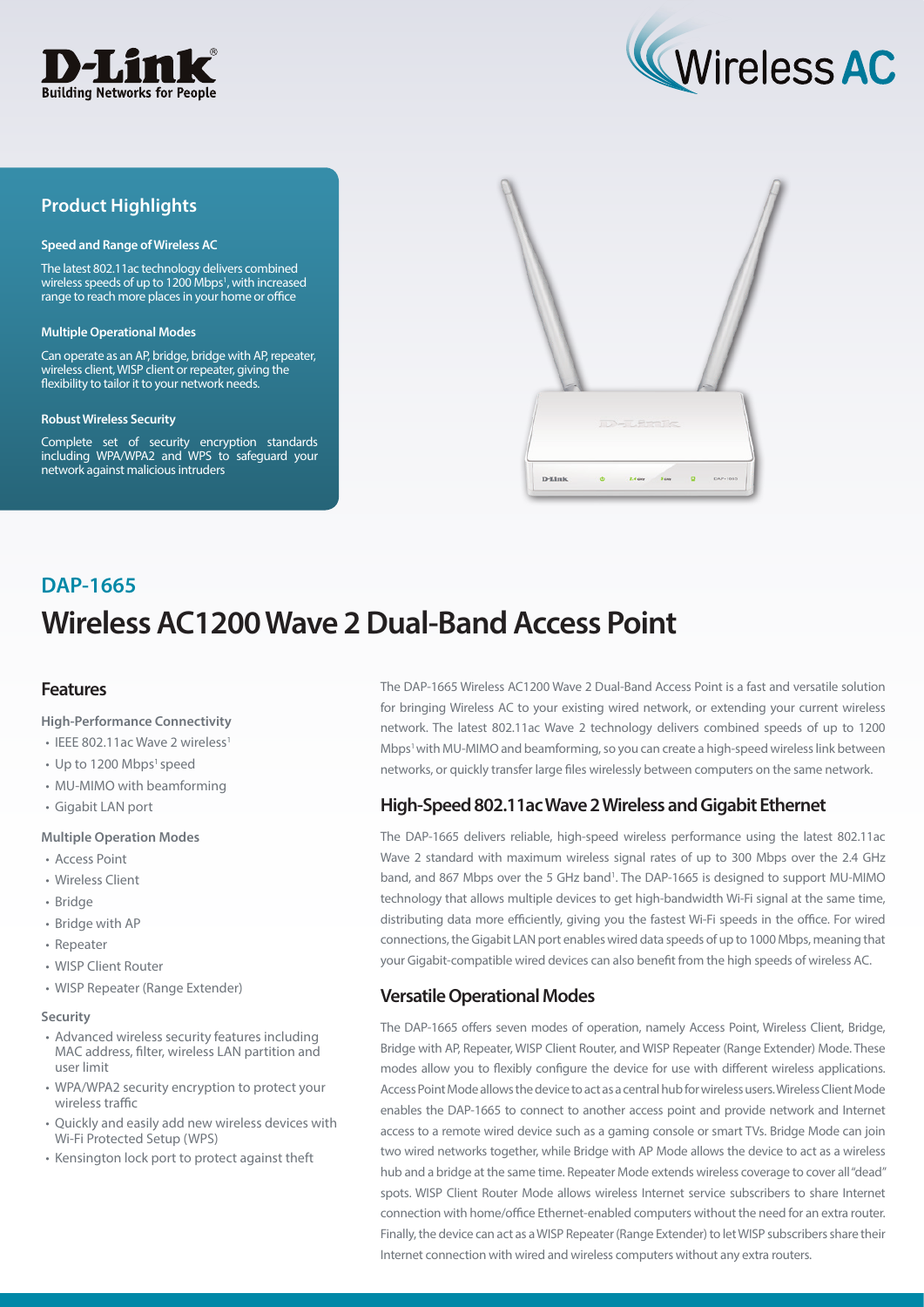## Product Highlights

**Speed and Range of Wireless AC**

The latest 802.11ac technology delivers combined wireless speeds of up to 1200 Mbps[1], with increased range to reach more places in your home or office

**Multiple Operational Modes**

Can operate as an AP, bridge, bridge with AP, repeater, wireless client, WISP client or repeater, giving the flexibility to tailor it to your network needs.

**Robust Wireless Security**

Complete set of security encryption standards including WPA/WPA2 and WPS to safeguard your network against malicious intruders

## DAP-1665

# Wireless AC1200 Wave 2 Dual-Band Access Point

## Features

**High-Performance Connectivity**

- IEEE 802.11ac Wave 2 wireless[1]
- Up to 1200 Mbps[1] speed
- MU-MIMO with beamforming
- Gigabit LAN port

**Multiple Operation Modes**

- Access Point
- Wireless Client
- Bridge
- Bridge with AP
- Repeater
- WISP Client Router
- WISP Repeater (Range Extender)

**Security**

- Advanced wireless security features including MAC address, filter, wireless LAN partition and user limit
- WPA/WPA2 security encryption to protect your wireless traffic
- Quickly and easily add new wireless devices with Wi-Fi Protected Setup (WPS)
- Kensington lock port to protect against theft

The DAP-1665 Wireless AC1200 Wave 2 Dual-Band Access Point is a fast and versatile solution for bringing Wireless AC to your existing wired network, or extending your current wireless network. The latest 802.11ac Wave 2 technology delivers combined speeds of up to 1200 Mbps[1] with MU-MIMO and beamforming, so you can create a high-speed wireless link between networks, or quickly transfer large files wirelessly between computers on the same network.

## High-Speed 802.11ac Wave 2 Wireless and Gigabit Ethernet

The DAP-1665 delivers reliable, high-speed wireless performance using the latest 802.11ac Wave 2 standard with maximum wireless signal rates of up to 300 Mbps over the 2.4 GHz band, and 867 Mbps over the 5 GHz band[1]. The DAP-1665 is designed to support MU-MIMO technology that allows multiple devices to get high-bandwidth Wi-Fi signal at the same time, distributing data more efficiently, giving you the fastest Wi-Fi speeds in the office. For wired connections, the Gigabit LAN port enables wired data speeds of up to 1000 Mbps, meaning that your Gigabit-compatible wired devices can also benefit from the high speeds of wireless AC.

## Versatile Operational Modes

The DAP-1665 offers seven modes of operation, namely Access Point, Wireless Client, Bridge, Bridge with AP, Repeater, WISP Client Router, and WISP Repeater (Range Extender) Mode. These modes allow you to flexibly configure the device for use with different wireless applications. Access Point Mode allows the device to act as a central hub for wireless users. Wireless Client Mode enables the DAP-1665 to connect to another access point and provide network and Internet access to a remote wired device such as a gaming console or smart TVs. Bridge Mode can join two wired networks together, while Bridge with AP Mode allows the device to act as a wireless hub and a bridge at the same time. Repeater Mode extends wireless coverage to cover all "dead" spots. WISP Client Router Mode allows wireless Internet service subscribers to share Internet connection with home/office Ethernet-enabled computers without the need for an extra router. Finally, the device can act as a WISP Repeater (Range Extender) to let WISP subscribers share their Internet connection with wired and wireless computers without any extra routers.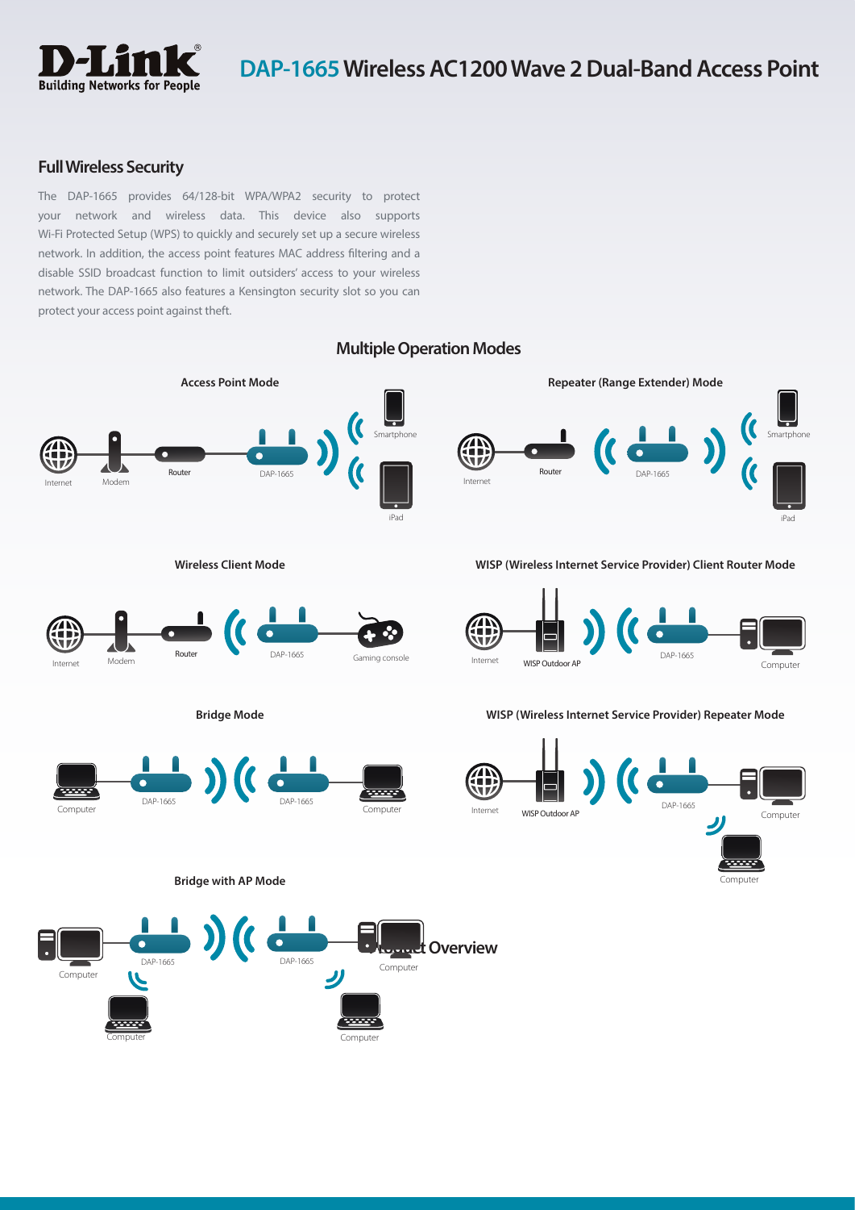# DAP-1665 Wireless AC1200 Wave 2 Dual-Band Access Point

## Full Wireless Security

The DAP-1665 provides 64/128-bit WPA/WPA2 security to protect your network and wireless data. This device also supports Wi-Fi Protected Setup (WPS) to quickly and securely set up a secure wireless network. In addition, the access point features MAC address filtering and a disable SSID broadcast function to limit outsiders' access to your wireless network. The DAP-1665 also features a Kensington security slot so you can protect your access point against theft.

## Multiple Operation Modes

### Access Point Mode

Internet, Modem, Router, DAP-1665, Smartphone, iPad

### Repeater (Range Extender) Mode

Internet, Router, DAP-1665, Smartphone, iPad

### Wireless Client Mode

Internet, Modem, Router, DAP-1665, Gaming console

### WISP (Wireless Internet Service Provider) Client Router Mode

Internet, WISP Outdoor AP, DAP-1665, Computer

### Bridge Mode

Computer, DAP-1665, DAP-1665, Computer

### WISP (Wireless Internet Service Provider) Repeater Mode

Internet, WISP Outdoor AP, DAP-1665, Computer, Computer

### Bridge with AP Mode

Computer, DAP-1665, DAP-1665, Computer, Computer, Computer

## Product Overview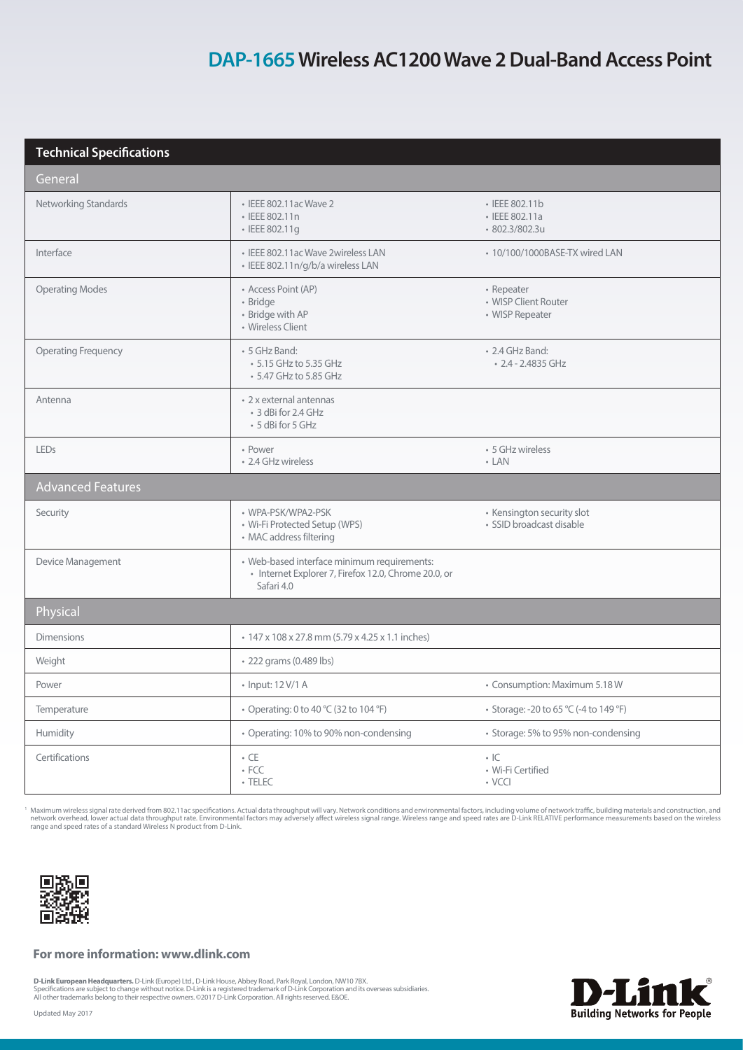# DAP-1665 Wireless AC1200 Wave 2 Dual-Band Access Point

| Technical Specifications | | |
|---|---|---|
| **General** | | |
| Networking Standards | • IEEE 802.11ac Wave 2<br>• IEEE 802.11n<br>• IEEE 802.11g | • IEEE 802.11b<br>• IEEE 802.11a<br>• 802.3/802.3u |
| Interface | • IEEE 802.11ac Wave 2wireless LAN<br>• IEEE 802.11n/g/b/a wireless LAN | • 10/100/1000BASE-TX wired LAN |
| Operating Modes | • Access Point (AP)<br>• Bridge<br>• Bridge with AP<br>• Wireless Client | • Repeater<br>• WISP Client Router<br>• WISP Repeater |
| Operating Frequency | • 5 GHz Band:<br>• 5.15 GHz to 5.35 GHz<br>• 5.47 GHz to 5.85 GHz | • 2.4 GHz Band:<br>• 2.4 - 2.4835 GHz |
| Antenna | • 2 x external antennas<br>• 3 dBi for 2.4 GHz<br>• 5 dBi for 5 GHz | |
| LEDs | • Power<br>• 2.4 GHz wireless | • 5 GHz wireless<br>• LAN |
| **Advanced Features** | | |
| Security | • WPA-PSK/WPA2-PSK<br>• Wi-Fi Protected Setup (WPS)<br>• MAC address filtering | • Kensington security slot<br>• SSID broadcast disable |
| Device Management | • Web-based interface minimum requirements:<br>• Internet Explorer 7, Firefox 12.0, Chrome 20.0, or Safari 4.0 | |
| **Physical** | | |
| Dimensions | • 147 x 108 x 27.8 mm (5.79 x 4.25 x 1.1 inches) | |
| Weight | • 222 grams (0.489 lbs) | |
| Power | • Input: 12 V/1 A | • Consumption: Maximum 5.18 W |
| Temperature | • Operating: 0 to 40 °C (32 to 104 °F) | • Storage: -20 to 65 °C (-4 to 149 °F) |
| Humidity | • Operating: 10% to 90% non-condensing | • Storage: 5% to 95% non-condensing |
| Certifications | • CE<br>• FCC<br>• TELEC | • IC<br>• Wi-Fi Certified<br>• VCCI |

[1] Maximum wireless signal rate derived from 802.11ac specifications. Actual data throughput will vary. Network conditions and environmental factors, including volume of network traffic, building materials and construction, and network overhead, lower actual data throughput rate. Environmental factors may adversely affect wireless signal range. Wireless range and speed rates are D-Link RELATIVE performance measurements based on the wireless range and speed rates of a standard Wireless N product from D-Link.

**For more information: www.dlink.com**

**D-Link European Headquarters.** D-Link (Europe) Ltd., D-Link House, Abbey Road, Park Royal, London, NW10 7BX.
Specifications are subject to change without notice. D-Link is a registered trademark of D-Link Corporation and its overseas subsidiaries.
All other trademarks belong to their respective owners. ©2017 D-Link Corporation. All rights reserved. E&OE.

Updated May 2017

D-Link®
Building Networks for People